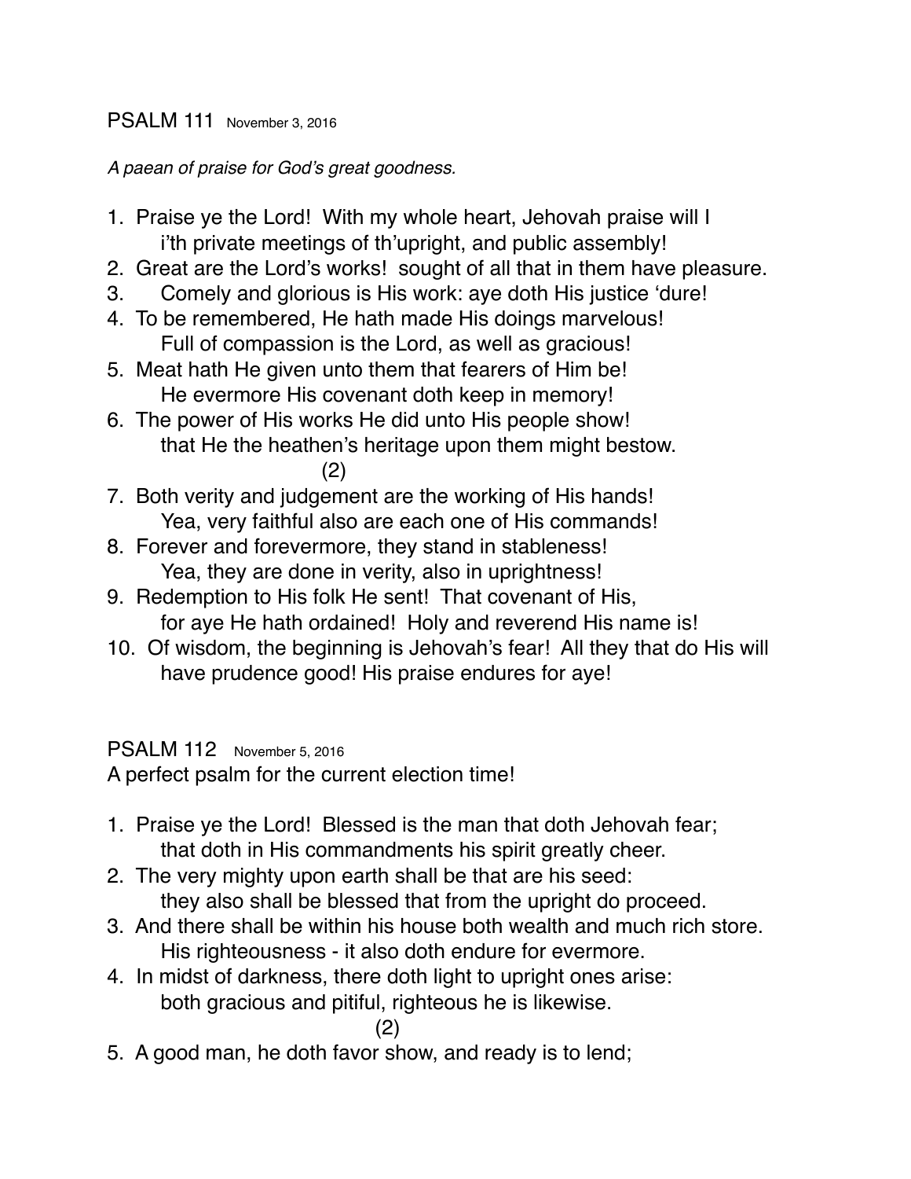## PSALM 111 November 3, 2016

*A paean of praise for God's great goodness.*

1. Praise ye the Lord! With my whole heart, Jehovah praise will I
 i'th private meetings of th'upright, and public assembly!
2. Great are the Lord's works! sought of all that in them have pleasure.
3. Comely and glorious is His work: aye doth His justice 'dure!
4. To be remembered, He hath made His doings marvelous!
 Full of compassion is the Lord, as well as gracious!
5. Meat hath He given unto them that fearers of Him be!
 He evermore His covenant doth keep in memory!
6. The power of His works He did unto His people show!
 that He the heathen's heritage upon them might bestow.

(2)

7. Both verity and judgement are the working of His hands!
 Yea, very faithful also are each one of His commands!
8. Forever and forevermore, they stand in stableness!
 Yea, they are done in verity, also in uprightness!
9. Redemption to His folk He sent! That covenant of His,
 for aye He hath ordained! Holy and reverend His name is!
10. Of wisdom, the beginning is Jehovah's fear! All they that do His will
 have prudence good! His praise endures for aye!

## PSALM 112 November 5, 2016

A perfect psalm for the current election time!

1. Praise ye the Lord! Blessed is the man that doth Jehovah fear;
 that doth in His commandments his spirit greatly cheer.
2. The very mighty upon earth shall be that are his seed:
 they also shall be blessed that from the upright do proceed.
3. And there shall be within his house both wealth and much rich store.
 His righteousness - it also doth endure for evermore.
4. In midst of darkness, there doth light to upright ones arise:
 both gracious and pitiful, righteous he is likewise.

(2)

5. A good man, he doth favor show, and ready is to lend;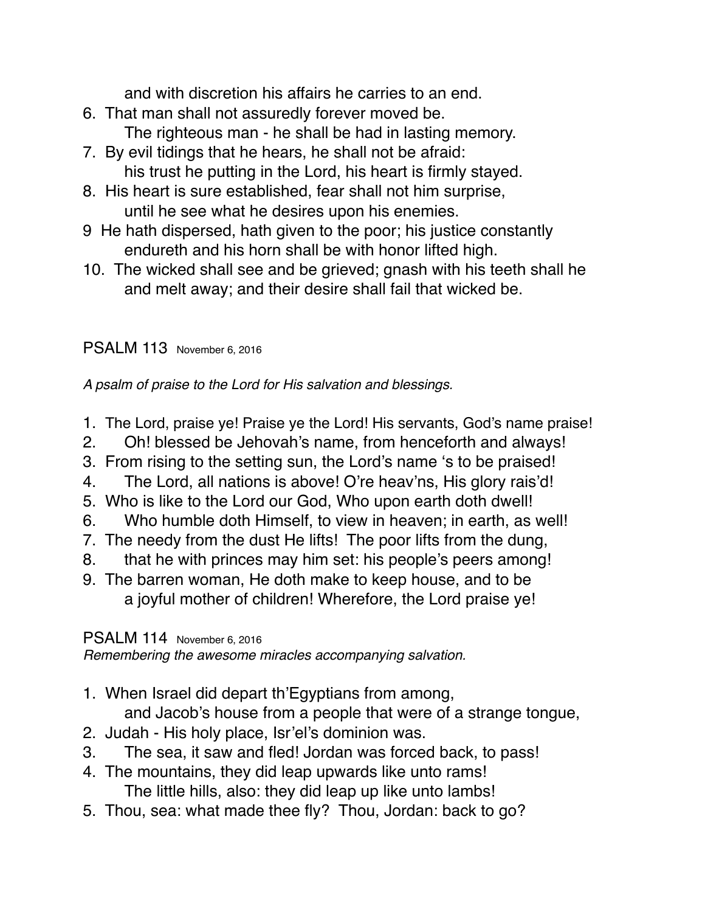and with discretion his affairs he carries to an end.

6. That man shall not assuredly forever moved be.
   The righteous man - he shall be had in lasting memory.
7. By evil tidings that he hears, he shall not be afraid:
   his trust he putting in the Lord, his heart is firmly stayed.
8. His heart is sure established, fear shall not him surprise,
   until he see what he desires upon his enemies.
9 He hath dispersed, hath given to the poor; his justice constantly
   endureth and his horn shall be with honor lifted high.
10. The wicked shall see and be grieved; gnash with his teeth shall he
   and melt away; and their desire shall fail that wicked be.

## PSALM 113 November 6, 2016

*A psalm of praise to the Lord for His salvation and blessings.*

1. The Lord, praise ye! Praise ye the Lord! His servants, God's name praise!
2. Oh! blessed be Jehovah's name, from henceforth and always!
3. From rising to the setting sun, the Lord's name 's to be praised!
4. The Lord, all nations is above! O're heav'ns, His glory rais'd!
5. Who is like to the Lord our God, Who upon earth doth dwell!
6. Who humble doth Himself, to view in heaven; in earth, as well!
7. The needy from the dust He lifts! The poor lifts from the dung,
8. that he with princes may him set: his people's peers among!
9. The barren woman, He doth make to keep house, and to be
   a joyful mother of children! Wherefore, the Lord praise ye!

## PSALM 114 November 6, 2016

*Remembering the awesome miracles accompanying salvation.*

1. When Israel did depart th'Egyptians from among,
   and Jacob's house from a people that were of a strange tongue,
2. Judah - His holy place, Isr'el's dominion was.
3. The sea, it saw and fled! Jordan was forced back, to pass!
4. The mountains, they did leap upwards like unto rams!
   The little hills, also: they did leap up like unto lambs!
5. Thou, sea: what made thee fly? Thou, Jordan: back to go?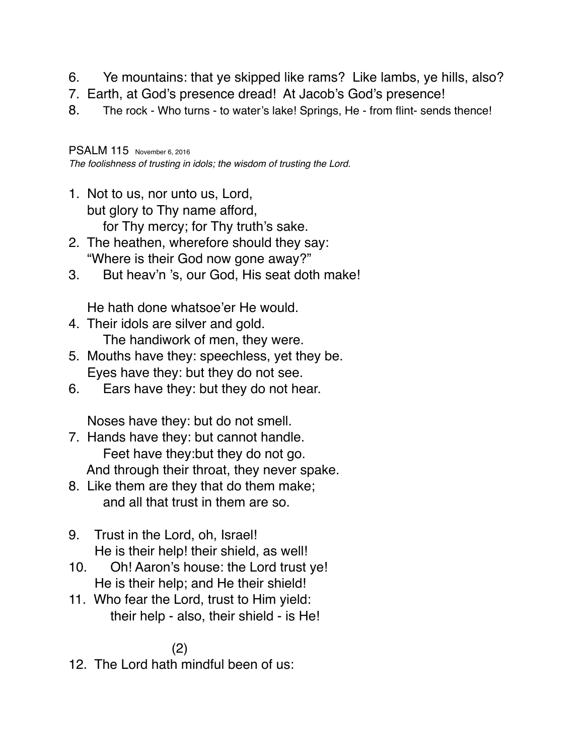6. Ye mountains: that ye skipped like rams? Like lambs, ye hills, also?
7. Earth, at God's presence dread! At Jacob's God's presence!
8. The rock - Who turns - to water's lake! Springs, He - from flint- sends thence!

PSALM 115 November 6, 2016
*The foolishness of trusting in idols; the wisdom of trusting the Lord.*

1. Not to us, nor unto us, Lord,
   but glory to Thy name afford,
   for Thy mercy; for Thy truth's sake.
2. The heathen, wherefore should they say:
   "Where is their God now gone away?"
3. But heav'n 's, our God, His seat doth make!

   He hath done whatsoe'er He would.
4. Their idols are silver and gold.
   The handiwork of men, they were.
5. Mouths have they: speechless, yet they be.
   Eyes have they: but they do not see.
6. Ears have they: but they do not hear.

   Noses have they: but do not smell.
7. Hands have they: but cannot handle.
   Feet have they:but they do not go.
   And through their throat, they never spake.
8. Like them are they that do them make;
   and all that trust in them are so.

9. Trust in the Lord, oh, Israel!
   He is their help! their shield, as well!
10. Oh! Aaron's house: the Lord trust ye!
    He is their help; and He their shield!
11. Who fear the Lord, trust to Him yield:
    their help - also, their shield - is He!

(2)

12. The Lord hath mindful been of us: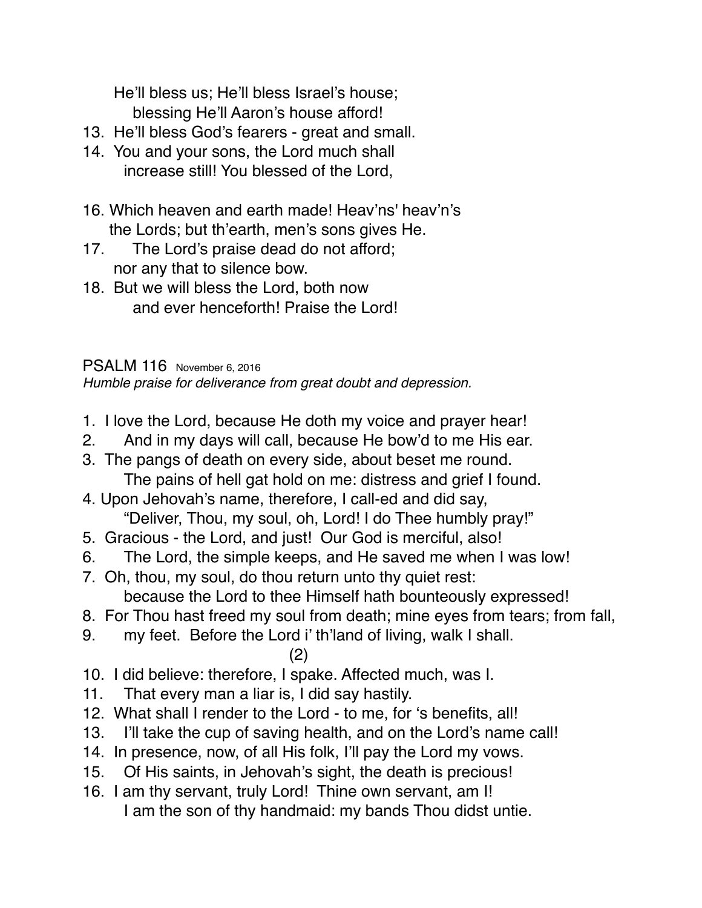He'll bless us; He'll bless Israel's house;
  blessing He'll Aaron's house afford!

13. He'll bless God's fearers - great and small.
14. You and your sons, the Lord much shall
  increase still! You blessed of the Lord,

16. Which heaven and earth made! Heav'ns' heav'n's
  the Lords; but th'earth, men's sons gives He.
17. The Lord's praise dead do not afford;
  nor any that to silence bow.
18. But we will bless the Lord, both now
  and ever henceforth! Praise the Lord!

## PSALM 116 November 6, 2016

*Humble praise for deliverance from great doubt and depression.*

1. I love the Lord, because He doth my voice and prayer hear!
2. And in my days will call, because He bow'd to me His ear.
3. The pangs of death on every side, about beset me round.
  The pains of hell gat hold on me: distress and grief I found.
4. Upon Jehovah's name, therefore, I call-ed and did say,
  "Deliver, Thou, my soul, oh, Lord! I do Thee humbly pray!"
5. Gracious - the Lord, and just! Our God is merciful, also!
6. The Lord, the simple keeps, and He saved me when I was low!
7. Oh, thou, my soul, do thou return unto thy quiet rest:
  because the Lord to thee Himself hath bounteously expressed!
8. For Thou hast freed my soul from death; mine eyes from tears; from fall,
9. my feet. Before the Lord i' th'land of living, walk I shall.

(2)

10. I did believe: therefore, I spake. Affected much, was I.
11. That every man a liar is, I did say hastily.
12. What shall I render to the Lord - to me, for 's benefits, all!
13. I'll take the cup of saving health, and on the Lord's name call!
14. In presence, now, of all His folk, I'll pay the Lord my vows.
15. Of His saints, in Jehovah's sight, the death is precious!
16. I am thy servant, truly Lord! Thine own servant, am I!
  I am the son of thy handmaid: my bands Thou didst untie.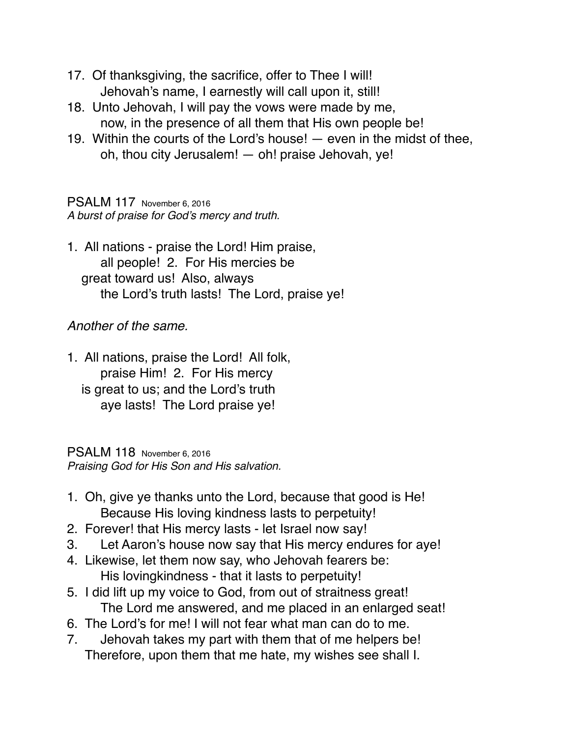17. Of thanksgiving, the sacrifice, offer to Thee I will!
    Jehovah's name, I earnestly will call upon it, still!
18. Unto Jehovah, I will pay the vows were made by me,
    now, in the presence of all them that His own people be!
19. Within the courts of the Lord's house! — even in the midst of thee,
    oh, thou city Jerusalem! — oh! praise Jehovah, ye!

## PSALM 117 November 6, 2016

*A burst of praise for God's mercy and truth.*

1. All nations - praise the Lord! Him praise,
   all people! 2. For His mercies be
   great toward us! Also, always
   the Lord's truth lasts! The Lord, praise ye!

*Another of the same.*

1. All nations, praise the Lord! All folk,
   praise Him! 2. For His mercy
   is great to us; and the Lord's truth
   aye lasts! The Lord praise ye!

## PSALM 118 November 6, 2016

*Praising God for His Son and His salvation.*

1. Oh, give ye thanks unto the Lord, because that good is He!
   Because His loving kindness lasts to perpetuity!
2. Forever! that His mercy lasts - let Israel now say!
3. Let Aaron's house now say that His mercy endures for aye!
4. Likewise, let them now say, who Jehovah fearers be:
   His lovingkindness - that it lasts to perpetuity!
5. I did lift up my voice to God, from out of straitness great!
   The Lord me answered, and me placed in an enlarged seat!
6. The Lord's for me! I will not fear what man can do to me.
7. Jehovah takes my part with them that of me helpers be!
   Therefore, upon them that me hate, my wishes see shall I.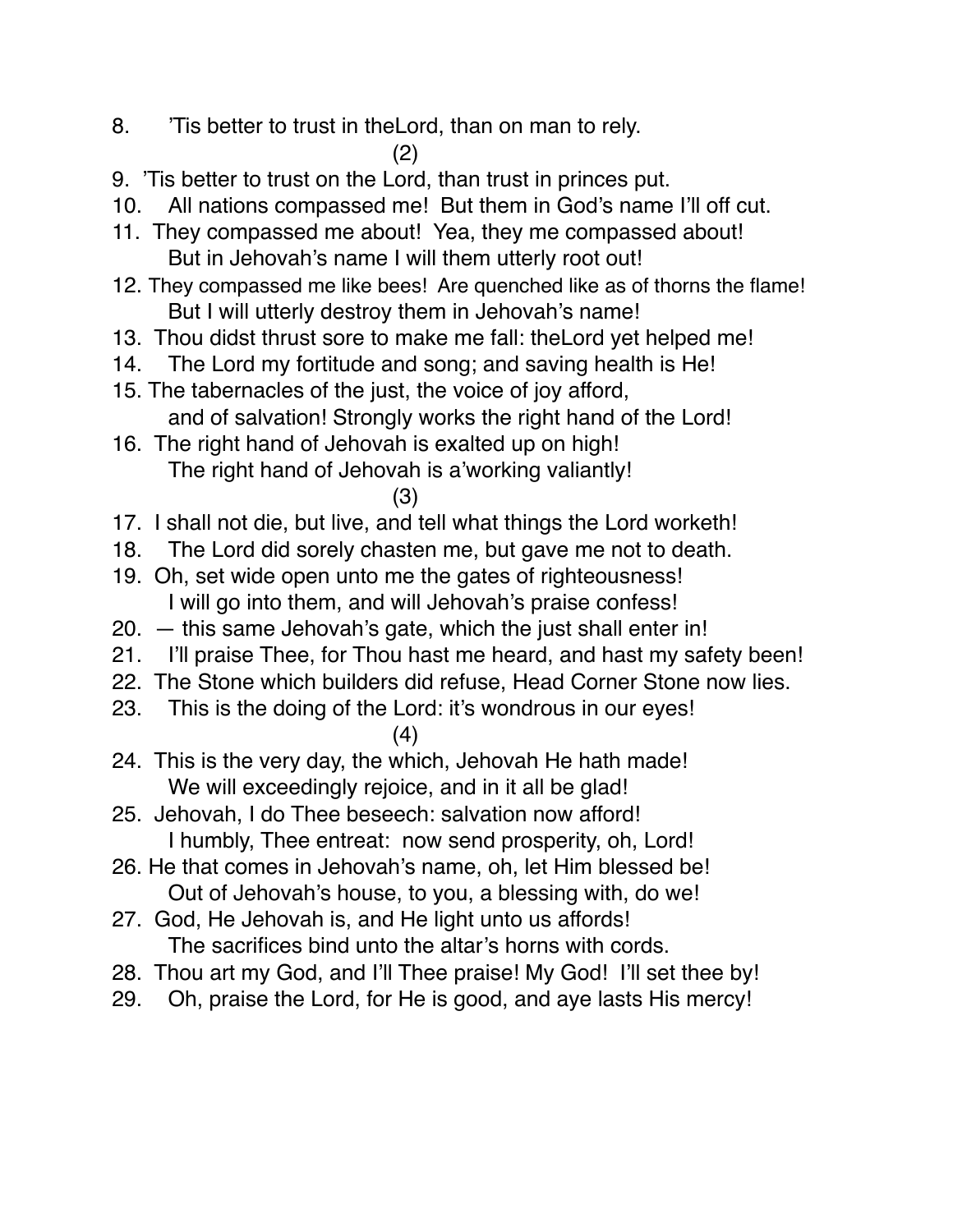8. 'Tis better to trust in theLord, than on man to rely.

(2)

9. 'Tis better to trust on the Lord, than trust in princes put.
10. All nations compassed me! But them in God's name I'll off cut.
11. They compassed me about! Yea, they me compassed about!
    But in Jehovah's name I will them utterly root out!
12. They compassed me like bees! Are quenched like as of thorns the flame!
    But I will utterly destroy them in Jehovah's name!
13. Thou didst thrust sore to make me fall: theLord yet helped me!
14. The Lord my fortitude and song; and saving health is He!
15. The tabernacles of the just, the voice of joy afford,
    and of salvation! Strongly works the right hand of the Lord!
16. The right hand of Jehovah is exalted up on high!
    The right hand of Jehovah is a'working valiantly!

(3)

17. I shall not die, but live, and tell what things the Lord worketh!
18. The Lord did sorely chasten me, but gave me not to death.
19. Oh, set wide open unto me the gates of righteousness!
    I will go into them, and will Jehovah's praise confess!
20. — this same Jehovah's gate, which the just shall enter in!
21. I'll praise Thee, for Thou hast me heard, and hast my safety been!
22. The Stone which builders did refuse, Head Corner Stone now lies.
23. This is the doing of the Lord: it's wondrous in our eyes!

(4)

24. This is the very day, the which, Jehovah He hath made!
    We will exceedingly rejoice, and in it all be glad!
25. Jehovah, I do Thee beseech: salvation now afford!
    I humbly, Thee entreat: now send prosperity, oh, Lord!
26. He that comes in Jehovah's name, oh, let Him blessed be!
    Out of Jehovah's house, to you, a blessing with, do we!
27. God, He Jehovah is, and He light unto us affords!
    The sacrifices bind unto the altar's horns with cords.
28. Thou art my God, and I'll Thee praise! My God! I'll set thee by!
29. Oh, praise the Lord, for He is good, and aye lasts His mercy!